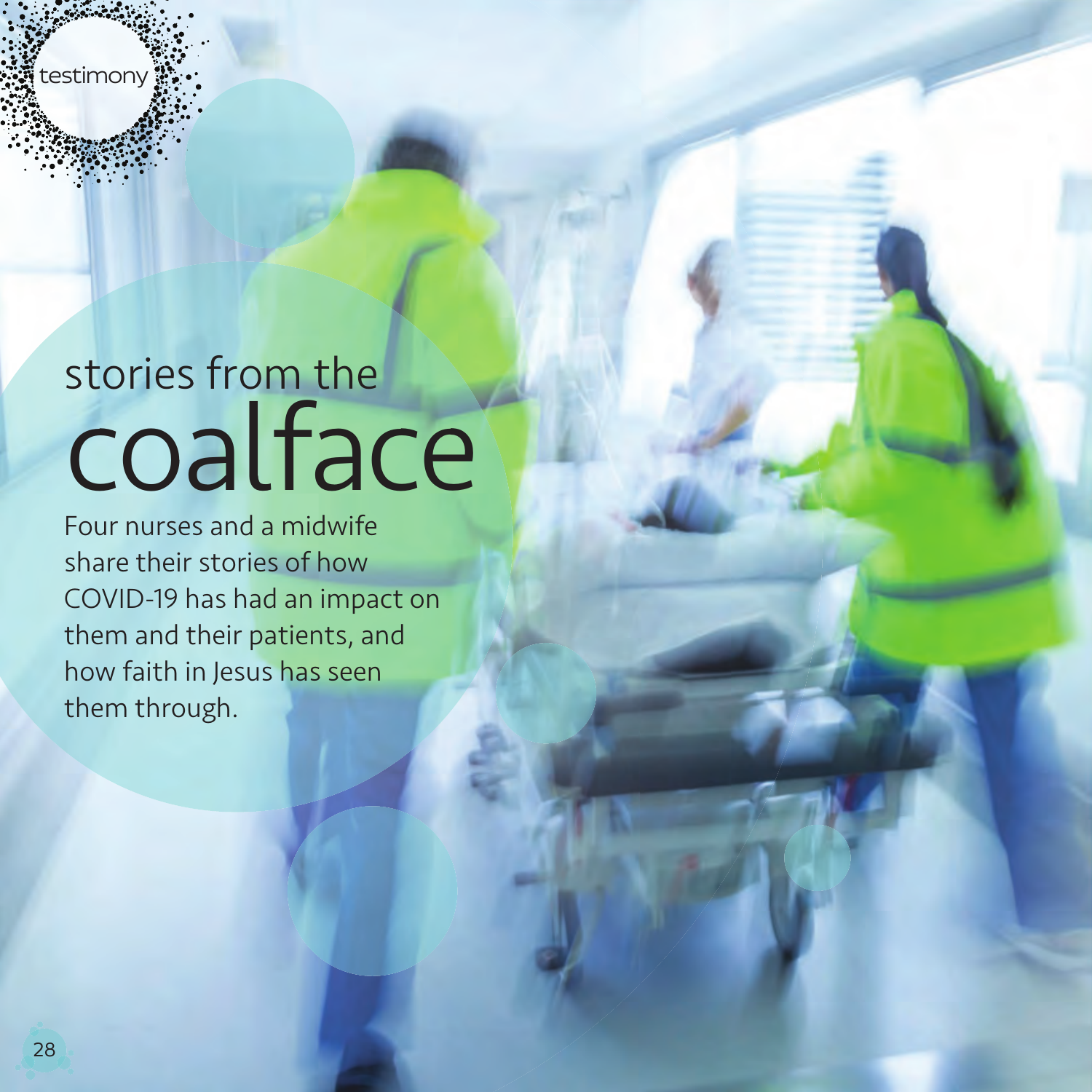testimony

# stories from the coalface

Four nurses and a midwife share their stories of how COVID-19 has had an impact on them and their patients, and how faith in Jesus has seen them through.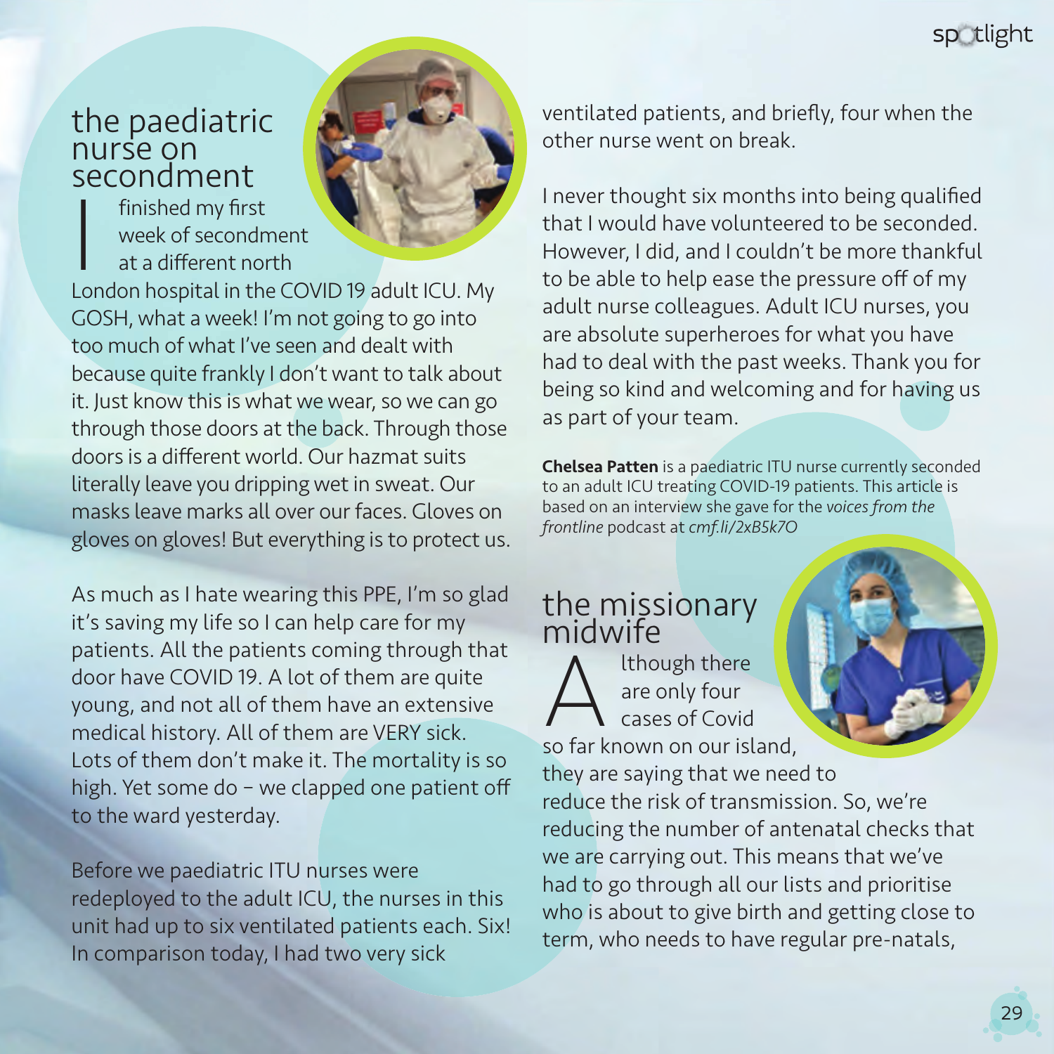## the paediatric nurse on secondment

I finished my first week of secondment at a different north London hospital in the COVID 19 adult ICU. My GOSH, what a week! I'm not going to go into too much of what I've seen and dealt with because quite frankly I don't want to talk about it. Just know this is what we wear, so we can go through those doors at the back. Through those doors is a different world. Our hazmat suits literally leave you dripping wet in sweat. Our masks leave marks all over our faces. Gloves on gloves on gloves! But everything is to protect us.

As much as I hate wearing this PPE, I'm so glad it's saving my life so I can help care for my patients. All the patients coming through that door have COVID 19. A lot of them are quite young, and not all of them have an extensive medical history. All of them are VERY sick. Lots of them don't make it. The mortality is so high. Yet some do – we clapped one patient off to the ward yesterday.

Before we paediatric ITU nurses were redeployed to the adult ICU, the nurses in this unit had up to six ventilated patients each. Six! In comparison today, I had two very sick ventilated patients, and briefly, four when the other nurse went on break.

I never thought six months into being qualified that I would have volunteered to be seconded. However, I did, and I couldn't be more thankful to be able to help ease the pressure off of my adult nurse colleagues. Adult ICU nurses, you are absolute superheroes for what you have had to deal with the past weeks. Thank you for being so kind and welcoming and for having us as part of your team.

**Chelsea Patten** is a paediatric ITU nurse currently seconded to an adult ICU treating COVID-19 patients. This article is based on an interview she gave for the *voices from the frontline* podcast at *cmf.li/2xB5k7O*

## the missionary midwife

Although there are only four cases of Covid so far known on our island, they are saying that we need to reduce the risk of transmission. So, we're reducing the number of antenatal checks that we are carrying out. This means that we've had to go through all our lists and prioritise who is about to give birth and getting close to term, who needs to have regular pre-natals,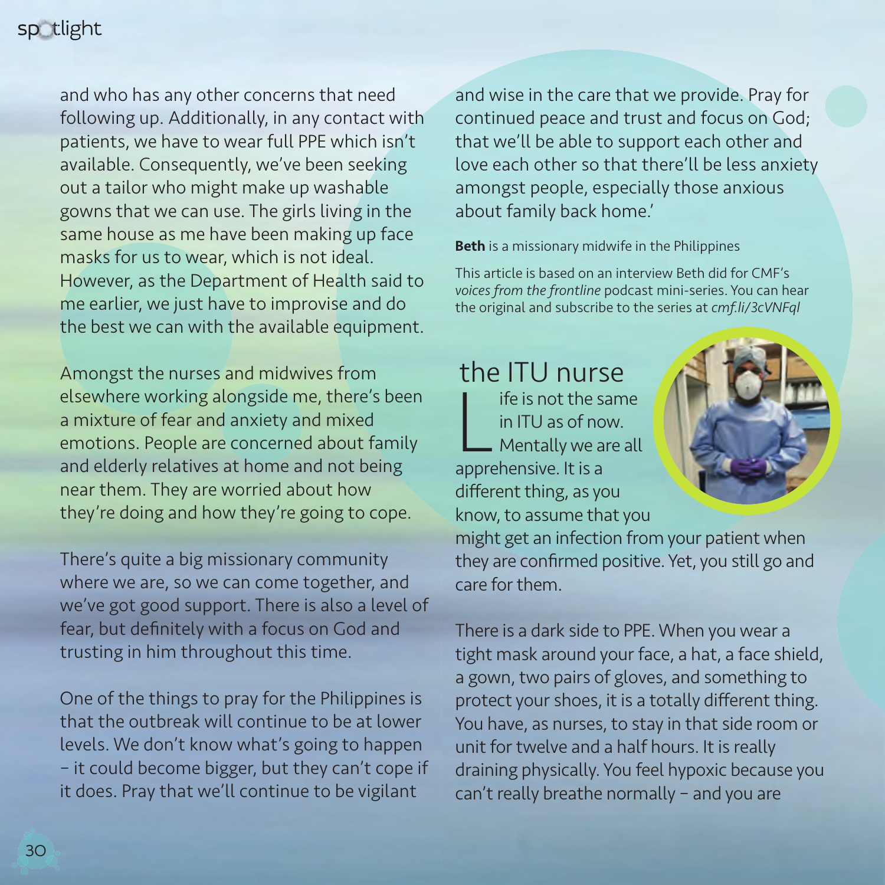and who has any other concerns that need following up. Additionally, in any contact with patients, we have to wear full PPE which isn't available. Consequently, we've been seeking out a tailor who might make up washable gowns that we can use. The girls living in the same house as me have been making up face masks for us to wear, which is not ideal. However, as the Department of Health said to me earlier, we just have to improvise and do the best we can with the available equipment.

Amongst the nurses and midwives from elsewhere working alongside me, there's been a mixture of fear and anxiety and mixed emotions. People are concerned about family and elderly relatives at home and not being near them. They are worried about how they're doing and how they're going to cope.

There's quite a big missionary community where we are, so we can come together, and we've got good support. There is also a level of fear, but definitely with a focus on God and trusting in him throughout this time.

One of the things to pray for the Philippines is that the outbreak will continue to be at lower levels. We don't know what's going to happen – it could become bigger, but they can't cope if it does. Pray that we'll continue to be vigilant and wise in the care that we provide. Pray for continued peace and trust and focus on God; that we'll be able to support each other and love each other so that there'll be less anxiety amongst people, especially those anxious about family back home.'

**Beth** is a missionary midwife in the Philippines

This article is based on an interview Beth did for CMF's *voices from the frontline* podcast mini-series. You can hear the original and subscribe to the series at *cmf.li/3cVNFql*

## the ITU nurse

Life is not the same in ITU as of now. Mentally we are all apprehensive. It is a different thing, as you know, to assume that you might get an infection from your patient when they are confirmed positive. Yet, you still go and care for them.

There is a dark side to PPE. When you wear a tight mask around your face, a hat, a face shield, a gown, two pairs of gloves, and something to protect your shoes, it is a totally different thing. You have, as nurses, to stay in that side room or unit for twelve and a half hours. It is really draining physically. You feel hypoxic because you can't really breathe normally – and you are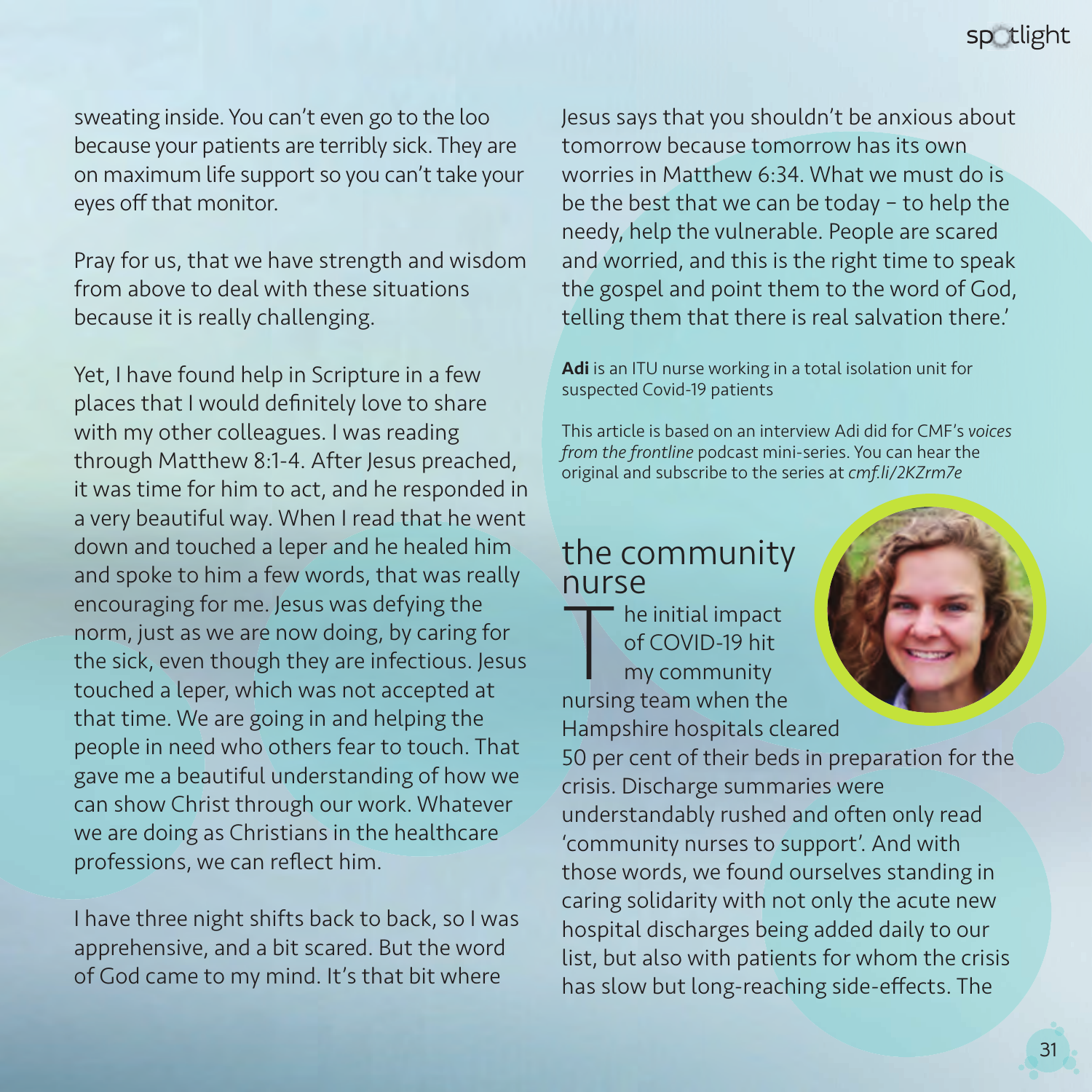sweating inside. You can't even go to the loo because your patients are terribly sick. They are on maximum life support so you can't take your eyes off that monitor.

Pray for us, that we have strength and wisdom from above to deal with these situations because it is really challenging.

Yet, I have found help in Scripture in a few places that I would definitely love to share with my other colleagues. I was reading through Matthew 8:1-4. After Jesus preached, it was time for him to act, and he responded in a very beautiful way. When I read that he went down and touched a leper and he healed him and spoke to him a few words, that was really encouraging for me. Jesus was defying the norm, just as we are now doing, by caring for the sick, even though they are infectious. Jesus touched a leper, which was not accepted at that time. We are going in and helping the people in need who others fear to touch. That gave me a beautiful understanding of how we can show Christ through our work. Whatever we are doing as Christians in the healthcare professions, we can reflect him.

I have three night shifts back to back, so I was apprehensive, and a bit scared. But the word of God came to my mind. It's that bit where Jesus says that you shouldn't be anxious about tomorrow because tomorrow has its own worries in Matthew 6:34. What we must do is be the best that we can be today – to help the needy, help the vulnerable. People are scared and worried, and this is the right time to speak the gospel and point them to the word of God, telling them that there is real salvation there.'

**Adi** is an ITU nurse working in a total isolation unit for suspected Covid-19 patients

This article is based on an interview Adi did for CMF's *voices from the frontline* podcast mini-series. You can hear the original and subscribe to the series at *cmf.li/2KZrm7e*

## the community nurse

The initial impact of COVID-19 hit my community nursing team when the Hampshire hospitals cleared 50 per cent of their beds in preparation for the crisis. Discharge summaries were understandably rushed and often only read 'community nurses to support'. And with those words, we found ourselves standing in caring solidarity with not only the acute new hospital discharges being added daily to our list, but also with patients for whom the crisis has slow but long-reaching side-effects. The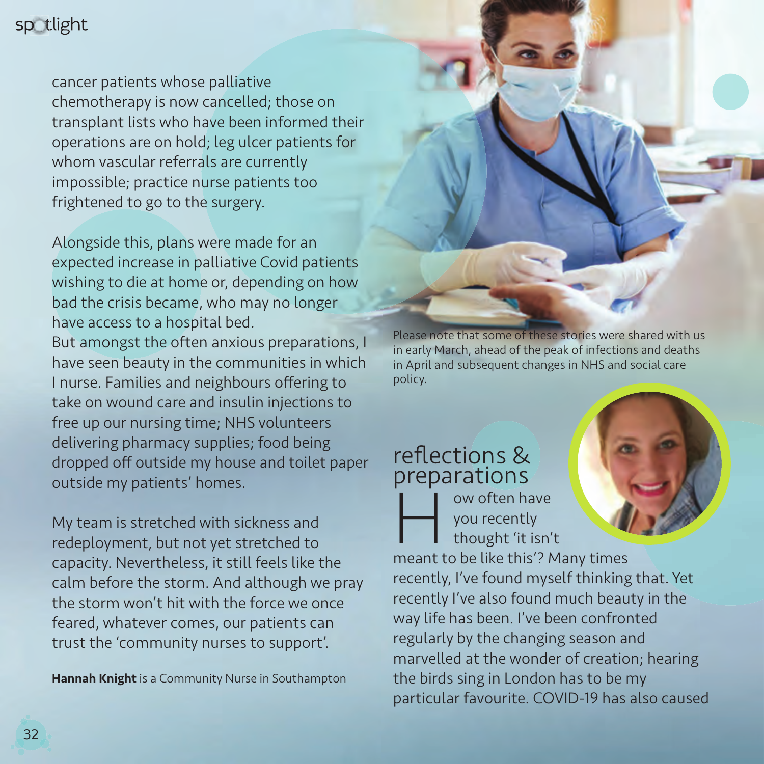cancer patients whose palliative chemotherapy is now cancelled; those on transplant lists who have been informed their operations are on hold; leg ulcer patients for whom vascular referrals are currently impossible; practice nurse patients too frightened to go to the surgery.

Alongside this, plans were made for an expected increase in palliative Covid patients wishing to die at home or, depending on how bad the crisis became, who may no longer have access to a hospital bed.
But amongst the often anxious preparations, I have seen beauty in the communities in which I nurse. Families and neighbours offering to take on wound care and insulin injections to free up our nursing time; NHS volunteers delivering pharmacy supplies; food being dropped off outside my house and toilet paper outside my patients' homes.

My team is stretched with sickness and redeployment, but not yet stretched to capacity. Nevertheless, it still feels like the calm before the storm. And although we pray the storm won't hit with the force we once feared, whatever comes, our patients can trust the 'community nurses to support'.

**Hannah Knight** is a Community Nurse in Southampton

Please note that some of these stories were shared with us in early March, ahead of the peak of infections and deaths in April and subsequent changes in NHS and social care policy.

## reflections & preparations

How often have you recently thought 'it isn't meant to be like this'? Many times recently, I've found myself thinking that. Yet recently I've also found much beauty in the way life has been. I've been confronted regularly by the changing season and marvelled at the wonder of creation; hearing the birds sing in London has to be my particular favourite. COVID-19 has also caused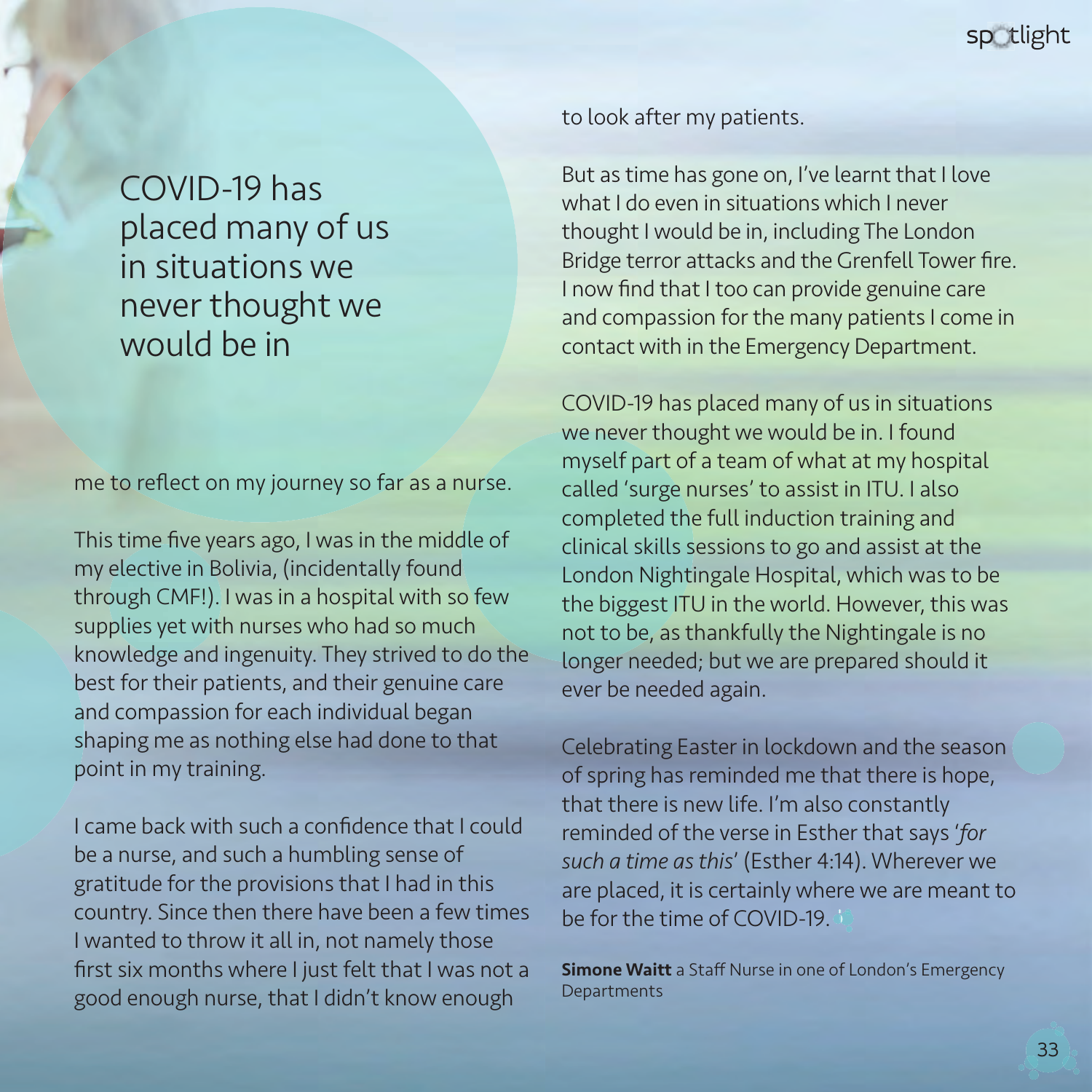> COVID-19 has placed many of us in situations we never thought we would be in

me to reflect on my journey so far as a nurse.

This time five years ago, I was in the middle of my elective in Bolivia, (incidentally found through CMF!). I was in a hospital with so few supplies yet with nurses who had so much knowledge and ingenuity. They strived to do the best for their patients, and their genuine care and compassion for each individual began shaping me as nothing else had done to that point in my training.

I came back with such a confidence that I could be a nurse, and such a humbling sense of gratitude for the provisions that I had in this country. Since then there have been a few times I wanted to throw it all in, not namely those first six months where I just felt that I was not a good enough nurse, that I didn't know enough to look after my patients.

But as time has gone on, I've learnt that I love what I do even in situations which I never thought I would be in, including The London Bridge terror attacks and the Grenfell Tower fire. I now find that I too can provide genuine care and compassion for the many patients I come in contact with in the Emergency Department.

COVID-19 has placed many of us in situations we never thought we would be in. I found myself part of a team of what at my hospital called 'surge nurses' to assist in ITU. I also completed the full induction training and clinical skills sessions to go and assist at the London Nightingale Hospital, which was to be the biggest ITU in the world. However, this was not to be, as thankfully the Nightingale is no longer needed; but we are prepared should it ever be needed again.

Celebrating Easter in lockdown and the season of spring has reminded me that there is hope, that there is new life. I'm also constantly reminded of the verse in Esther that says '*for such a time as this*' (Esther 4:14). Wherever we are placed, it is certainly where we are meant to be for the time of COVID-19.

**Simone Waitt** a Staff Nurse in one of London's Emergency Departments